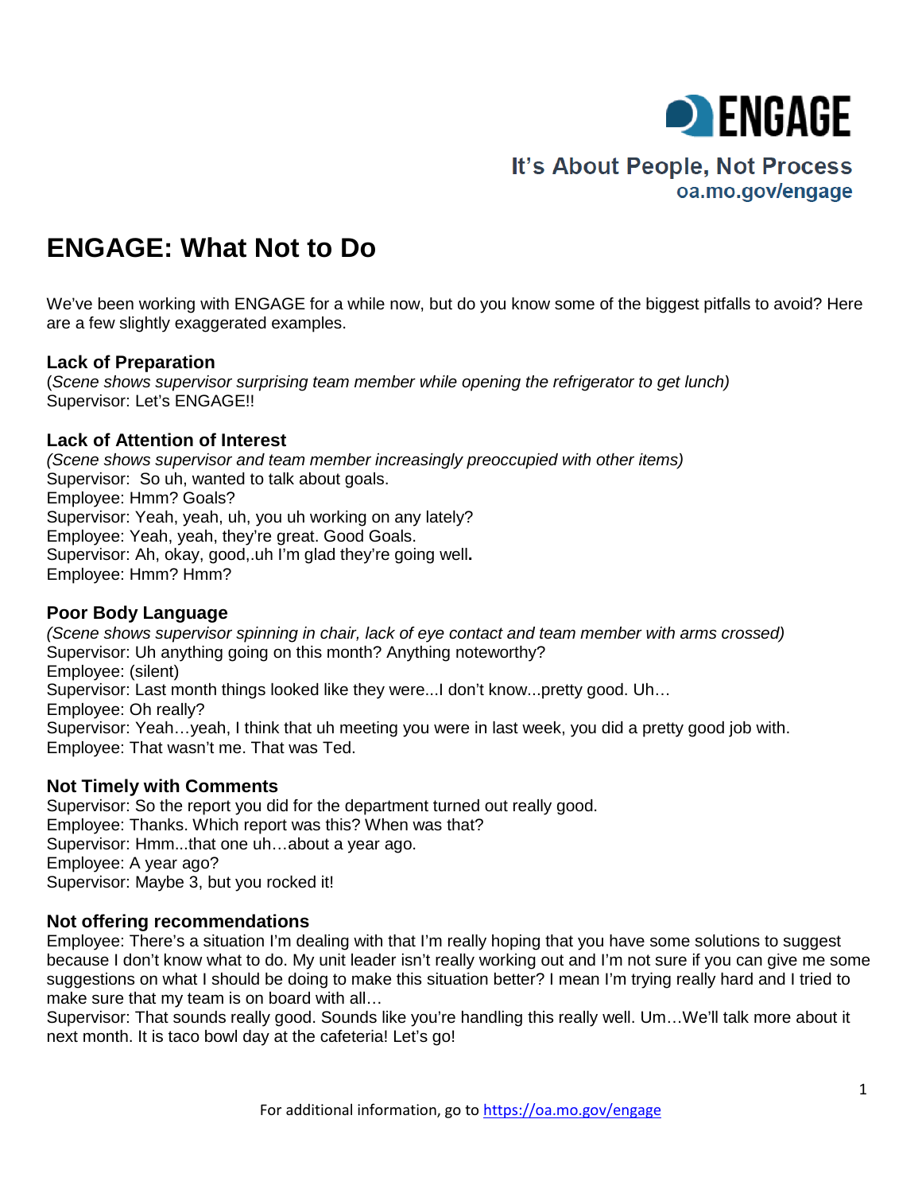ENGAGE

It's About People, Not Process
oa.mo.gov/engage

# ENGAGE: What Not to Do

We've been working with ENGAGE for a while now, but do you know some of the biggest pitfalls to avoid? Here are a few slightly exaggerated examples.

### Lack of Preparation

(*Scene shows supervisor surprising team member while opening the refrigerator to get lunch)*
Supervisor: Let's ENGAGE!!

### Lack of Attention of Interest

*(Scene shows supervisor and team member increasingly preoccupied with other items)*
Supervisor: So uh, wanted to talk about goals.
Employee: Hmm? Goals?
Supervisor: Yeah, yeah, uh, you uh working on any lately?
Employee: Yeah, yeah, they're great. Good Goals.
Supervisor: Ah, okay, good,.uh I'm glad they're going well**.**
Employee: Hmm? Hmm?

### Poor Body Language

*(Scene shows supervisor spinning in chair, lack of eye contact and team member with arms crossed)*
Supervisor: Uh anything going on this month? Anything noteworthy?
Employee: (silent)
Supervisor: Last month things looked like they were...I don't know...pretty good. Uh…
Employee: Oh really?
Supervisor: Yeah…yeah, I think that uh meeting you were in last week, you did a pretty good job with.
Employee: That wasn't me. That was Ted.

### Not Timely with Comments

Supervisor: So the report you did for the department turned out really good.
Employee: Thanks. Which report was this? When was that?
Supervisor: Hmm...that one uh…about a year ago.
Employee: A year ago?
Supervisor: Maybe 3, but you rocked it!

### Not offering recommendations

Employee: There's a situation I'm dealing with that I'm really hoping that you have some solutions to suggest because I don't know what to do. My unit leader isn't really working out and I'm not sure if you can give me some suggestions on what I should be doing to make this situation better? I mean I'm trying really hard and I tried to make sure that my team is on board with all…
Supervisor: That sounds really good. Sounds like you're handling this really well. Um…We'll talk more about it next month. It is taco bowl day at the cafeteria! Let's go!

For additional information, go to https://oa.mo.gov/engage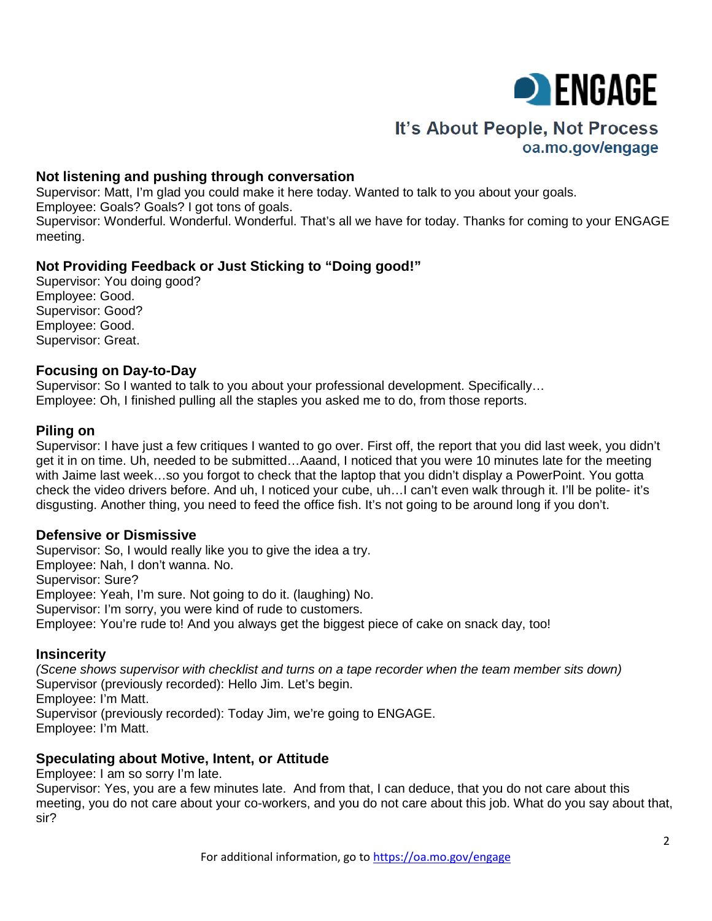### Not listening and pushing through conversation

Supervisor: Matt, I'm glad you could make it here today. Wanted to talk to you about your goals.
Employee: Goals? Goals? I got tons of goals.
Supervisor: Wonderful. Wonderful. Wonderful. That's all we have for today. Thanks for coming to your ENGAGE meeting.

### Not Providing Feedback or Just Sticking to "Doing good!"

Supervisor: You doing good?
Employee: Good.
Supervisor: Good?
Employee: Good.
Supervisor: Great.

### Focusing on Day-to-Day

Supervisor: So I wanted to talk to you about your professional development. Specifically…
Employee: Oh, I finished pulling all the staples you asked me to do, from those reports.

### Piling on

Supervisor: I have just a few critiques I wanted to go over. First off, the report that you did last week, you didn't get it in on time. Uh, needed to be submitted…Aaand, I noticed that you were 10 minutes late for the meeting with Jaime last week…so you forgot to check that the laptop that you didn't display a PowerPoint. You gotta check the video drivers before. And uh, I noticed your cube, uh…I can't even walk through it. I'll be polite- it's disgusting. Another thing, you need to feed the office fish. It's not going to be around long if you don't.

### Defensive or Dismissive

Supervisor: So, I would really like you to give the idea a try.
Employee: Nah, I don't wanna. No.
Supervisor: Sure?
Employee: Yeah, I'm sure. Not going to do it. (laughing) No.
Supervisor: I'm sorry, you were kind of rude to customers.
Employee: You're rude to! And you always get the biggest piece of cake on snack day, too!

### Insincerity

*(Scene shows supervisor with checklist and turns on a tape recorder when the team member sits down)*
Supervisor (previously recorded): Hello Jim. Let's begin.
Employee: I'm Matt.
Supervisor (previously recorded): Today Jim, we're going to ENGAGE.
Employee: I'm Matt.

### Speculating about Motive, Intent, or Attitude

Employee: I am so sorry I'm late.
Supervisor: Yes, you are a few minutes late. And from that, I can deduce, that you do not care about this meeting, you do not care about your co-workers, and you do not care about this job. What do you say about that, sir?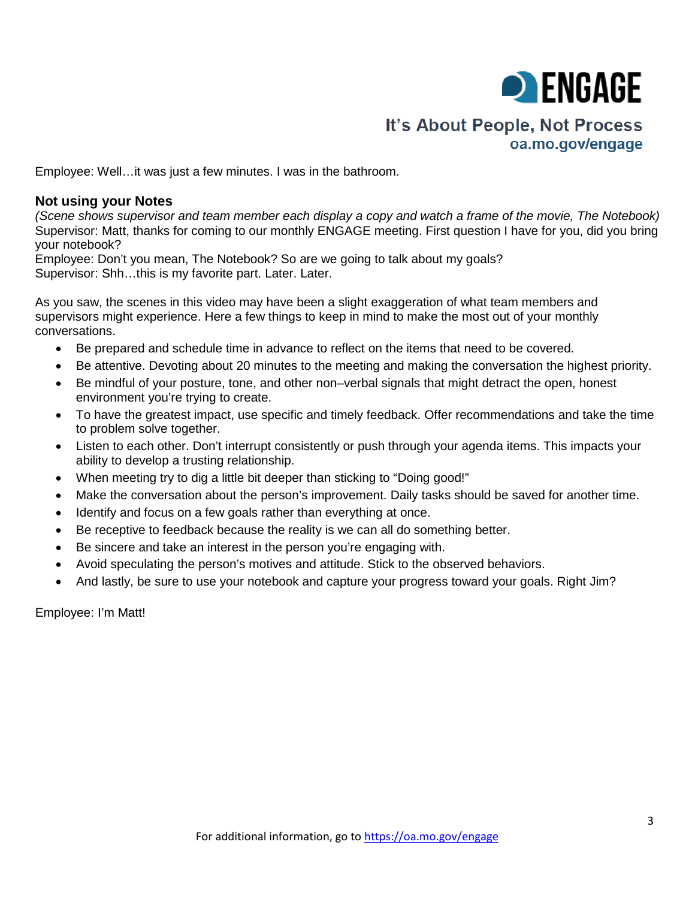Employee: Well…it was just a few minutes. I was in the bathroom.

### Not using your Notes

*(Scene shows supervisor and team member each display a copy and watch a frame of the movie, The Notebook)*
Supervisor: Matt, thanks for coming to our monthly ENGAGE meeting. First question I have for you, did you bring your notebook?
Employee: Don't you mean, The Notebook? So are we going to talk about my goals?
Supervisor: Shh…this is my favorite part. Later. Later.

As you saw, the scenes in this video may have been a slight exaggeration of what team members and supervisors might experience. Here a few things to keep in mind to make the most out of your monthly conversations.

- Be prepared and schedule time in advance to reflect on the items that need to be covered.
- Be attentive. Devoting about 20 minutes to the meeting and making the conversation the highest priority.
- Be mindful of your posture, tone, and other non–verbal signals that might detract the open, honest environment you're trying to create.
- To have the greatest impact, use specific and timely feedback. Offer recommendations and take the time to problem solve together.
- Listen to each other. Don't interrupt consistently or push through your agenda items. This impacts your ability to develop a trusting relationship.
- When meeting try to dig a little bit deeper than sticking to "Doing good!"
- Make the conversation about the person's improvement. Daily tasks should be saved for another time.
- Identify and focus on a few goals rather than everything at once.
- Be receptive to feedback because the reality is we can all do something better.
- Be sincere and take an interest in the person you're engaging with.
- Avoid speculating the person's motives and attitude. Stick to the observed behaviors.
- And lastly, be sure to use your notebook and capture your progress toward your goals. Right Jim?

Employee: I'm Matt!